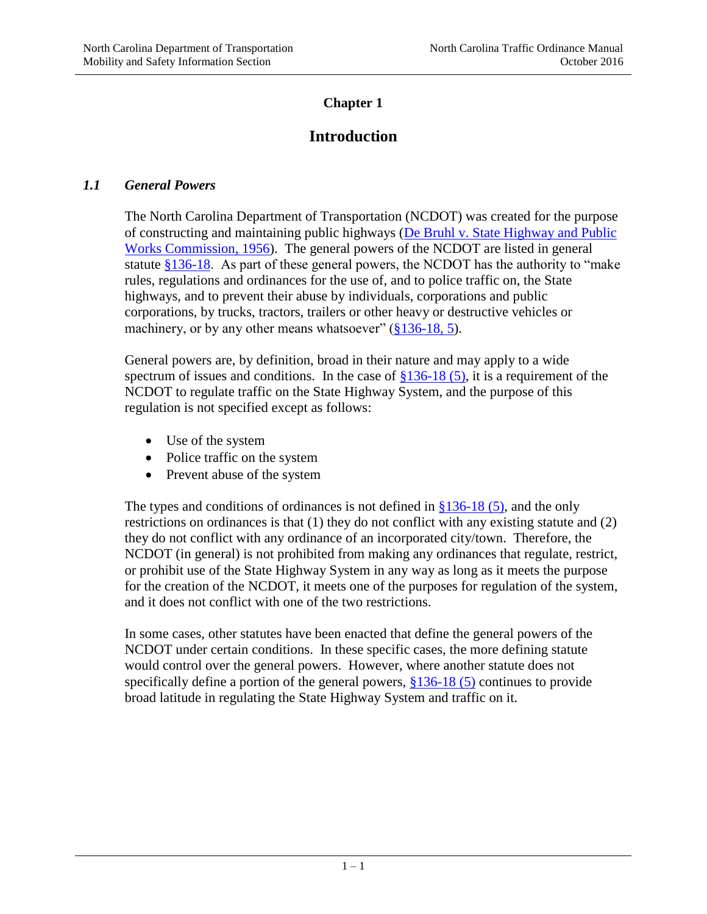# Chapter 1

# Introduction

## *1.1 General Powers*

The North Carolina Department of Transportation (NCDOT) was created for the purpose of constructing and maintaining public highways (De Bruhl v. State Highway and Public Works Commission, 1956). The general powers of the NCDOT are listed in general statute §136-18. As part of these general powers, the NCDOT has the authority to "make rules, regulations and ordinances for the use of, and to police traffic on, the State highways, and to prevent their abuse by individuals, corporations and public corporations, by trucks, tractors, trailers or other heavy or destructive vehicles or machinery, or by any other means whatsoever" (§136-18, 5).

General powers are, by definition, broad in their nature and may apply to a wide spectrum of issues and conditions. In the case of §136-18 (5), it is a requirement of the NCDOT to regulate traffic on the State Highway System, and the purpose of this regulation is not specified except as follows:

- Use of the system
- Police traffic on the system
- Prevent abuse of the system

The types and conditions of ordinances is not defined in §136-18 (5), and the only restrictions on ordinances is that (1) they do not conflict with any existing statute and (2) they do not conflict with any ordinance of an incorporated city/town. Therefore, the NCDOT (in general) is not prohibited from making any ordinances that regulate, restrict, or prohibit use of the State Highway System in any way as long as it meets the purpose for the creation of the NCDOT, it meets one of the purposes for regulation of the system, and it does not conflict with one of the two restrictions.

In some cases, other statutes have been enacted that define the general powers of the NCDOT under certain conditions. In these specific cases, the more defining statute would control over the general powers. However, where another statute does not specifically define a portion of the general powers, §136-18 (5) continues to provide broad latitude in regulating the State Highway System and traffic on it.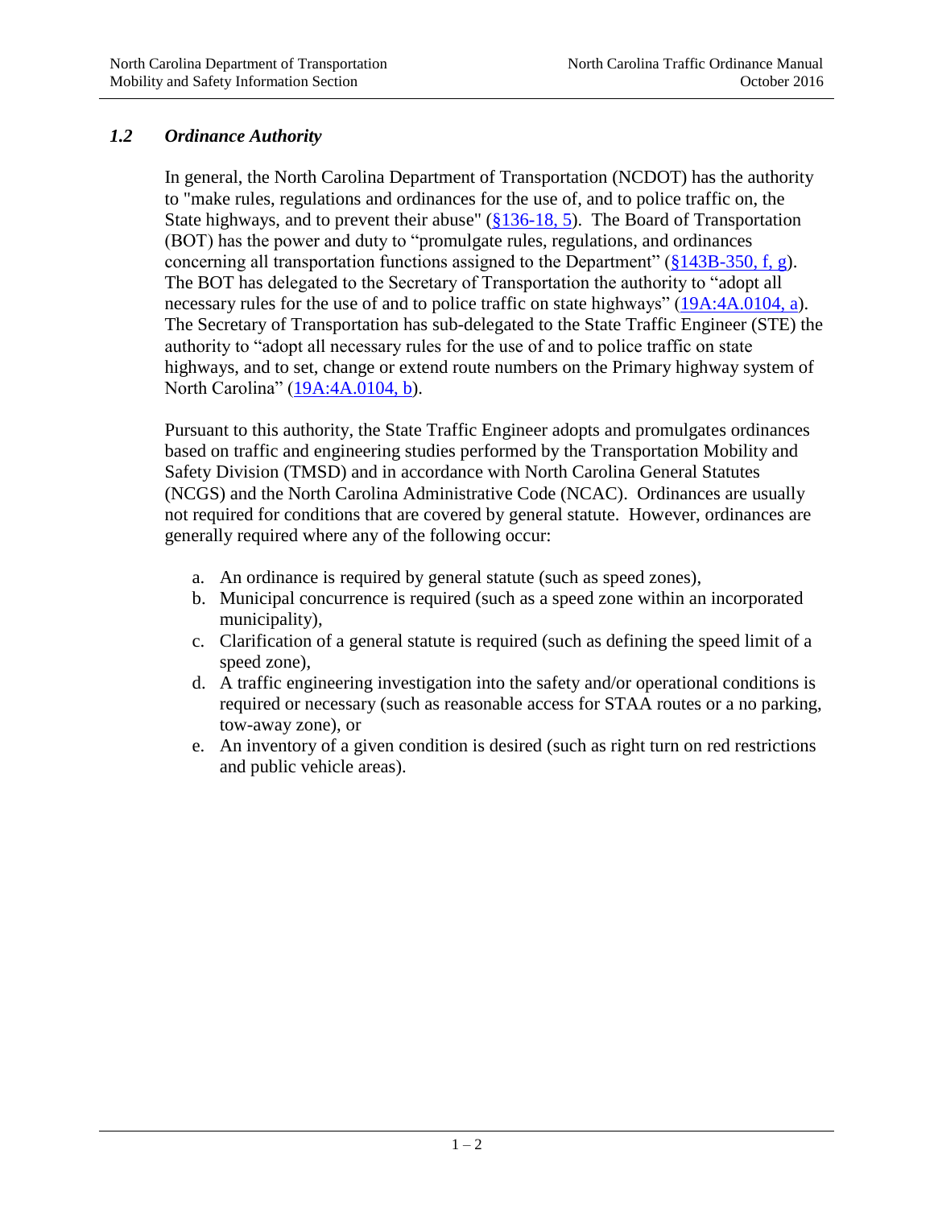## *1.2 Ordinance Authority*

In general, the North Carolina Department of Transportation (NCDOT) has the authority to "make rules, regulations and ordinances for the use of, and to police traffic on, the State highways, and to prevent their abuse" (§136-18, 5). The Board of Transportation (BOT) has the power and duty to "promulgate rules, regulations, and ordinances concerning all transportation functions assigned to the Department" (§143B-350, f, g). The BOT has delegated to the Secretary of Transportation the authority to "adopt all necessary rules for the use of and to police traffic on state highways" (19A:4A.0104, a). The Secretary of Transportation has sub-delegated to the State Traffic Engineer (STE) the authority to "adopt all necessary rules for the use of and to police traffic on state highways, and to set, change or extend route numbers on the Primary highway system of North Carolina" (19A:4A.0104, b).

Pursuant to this authority, the State Traffic Engineer adopts and promulgates ordinances based on traffic and engineering studies performed by the Transportation Mobility and Safety Division (TMSD) and in accordance with North Carolina General Statutes (NCGS) and the North Carolina Administrative Code (NCAC). Ordinances are usually not required for conditions that are covered by general statute. However, ordinances are generally required where any of the following occur:

a. An ordinance is required by general statute (such as speed zones),
b. Municipal concurrence is required (such as a speed zone within an incorporated municipality),
c. Clarification of a general statute is required (such as defining the speed limit of a speed zone),
d. A traffic engineering investigation into the safety and/or operational conditions is required or necessary (such as reasonable access for STAA routes or a no parking, tow-away zone), or
e. An inventory of a given condition is desired (such as right turn on red restrictions and public vehicle areas).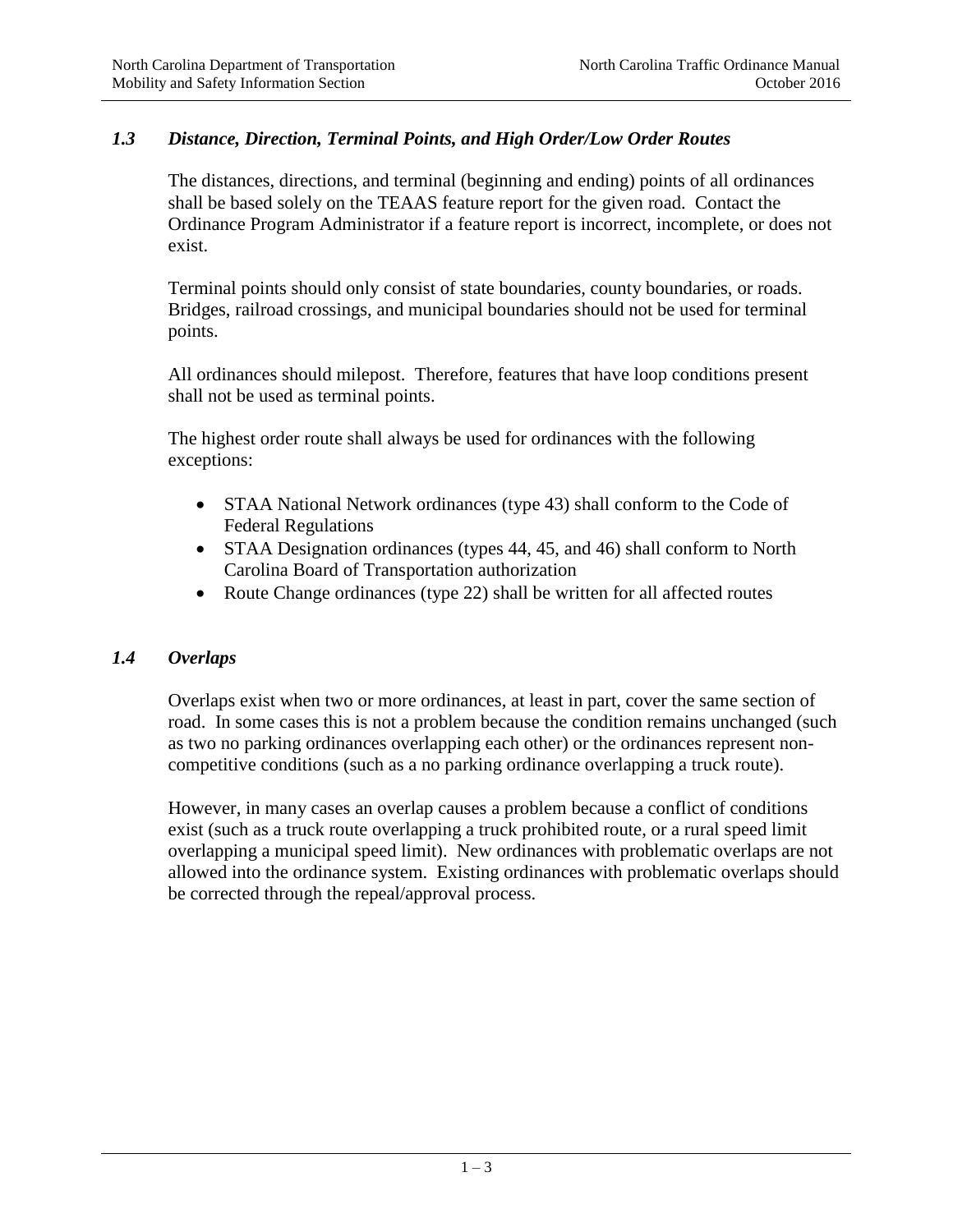### *1.3 Distance, Direction, Terminal Points, and High Order/Low Order Routes*

The distances, directions, and terminal (beginning and ending) points of all ordinances shall be based solely on the TEAAS feature report for the given road. Contact the Ordinance Program Administrator if a feature report is incorrect, incomplete, or does not exist.

Terminal points should only consist of state boundaries, county boundaries, or roads. Bridges, railroad crossings, and municipal boundaries should not be used for terminal points.

All ordinances should milepost. Therefore, features that have loop conditions present shall not be used as terminal points.

The highest order route shall always be used for ordinances with the following exceptions:

- STAA National Network ordinances (type 43) shall conform to the Code of Federal Regulations
- STAA Designation ordinances (types 44, 45, and 46) shall conform to North Carolina Board of Transportation authorization
- Route Change ordinances (type 22) shall be written for all affected routes

### *1.4 Overlaps*

Overlaps exist when two or more ordinances, at least in part, cover the same section of road. In some cases this is not a problem because the condition remains unchanged (such as two no parking ordinances overlapping each other) or the ordinances represent non-competitive conditions (such as a no parking ordinance overlapping a truck route).

However, in many cases an overlap causes a problem because a conflict of conditions exist (such as a truck route overlapping a truck prohibited route, or a rural speed limit overlapping a municipal speed limit). New ordinances with problematic overlaps are not allowed into the ordinance system. Existing ordinances with problematic overlaps should be corrected through the repeal/approval process.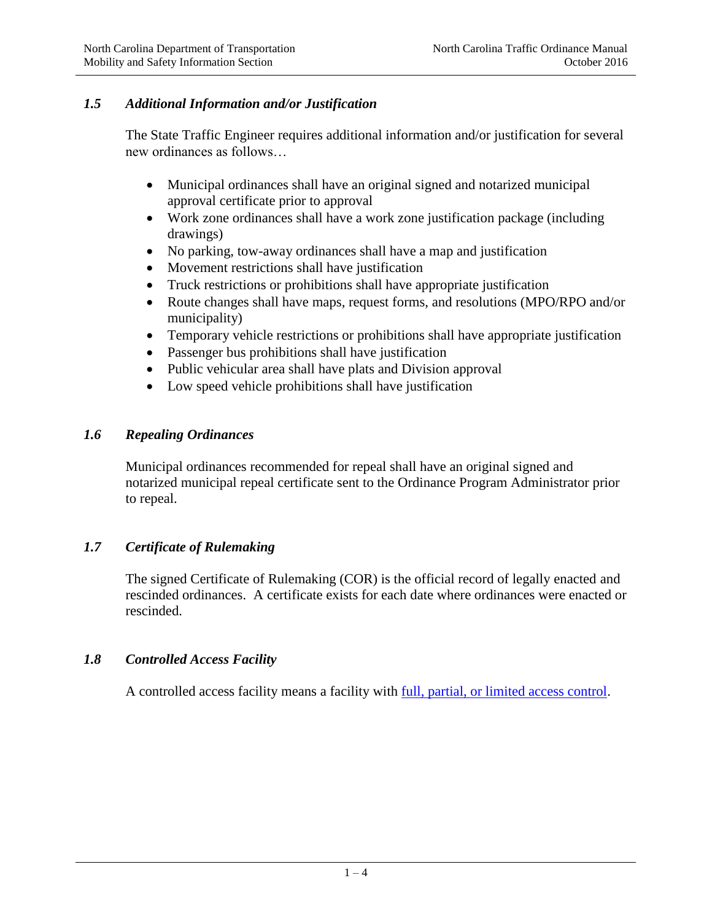### *1.5 Additional Information and/or Justification*

The State Traffic Engineer requires additional information and/or justification for several new ordinances as follows…

- Municipal ordinances shall have an original signed and notarized municipal approval certificate prior to approval
- Work zone ordinances shall have a work zone justification package (including drawings)
- No parking, tow-away ordinances shall have a map and justification
- Movement restrictions shall have justification
- Truck restrictions or prohibitions shall have appropriate justification
- Route changes shall have maps, request forms, and resolutions (MPO/RPO and/or municipality)
- Temporary vehicle restrictions or prohibitions shall have appropriate justification
- Passenger bus prohibitions shall have justification
- Public vehicular area shall have plats and Division approval
- Low speed vehicle prohibitions shall have justification

### *1.6 Repealing Ordinances*

Municipal ordinances recommended for repeal shall have an original signed and notarized municipal repeal certificate sent to the Ordinance Program Administrator prior to repeal.

### *1.7 Certificate of Rulemaking*

The signed Certificate of Rulemaking (COR) is the official record of legally enacted and rescinded ordinances. A certificate exists for each date where ordinances were enacted or rescinded.

### *1.8 Controlled Access Facility*

A controlled access facility means a facility with full, partial, or limited access control.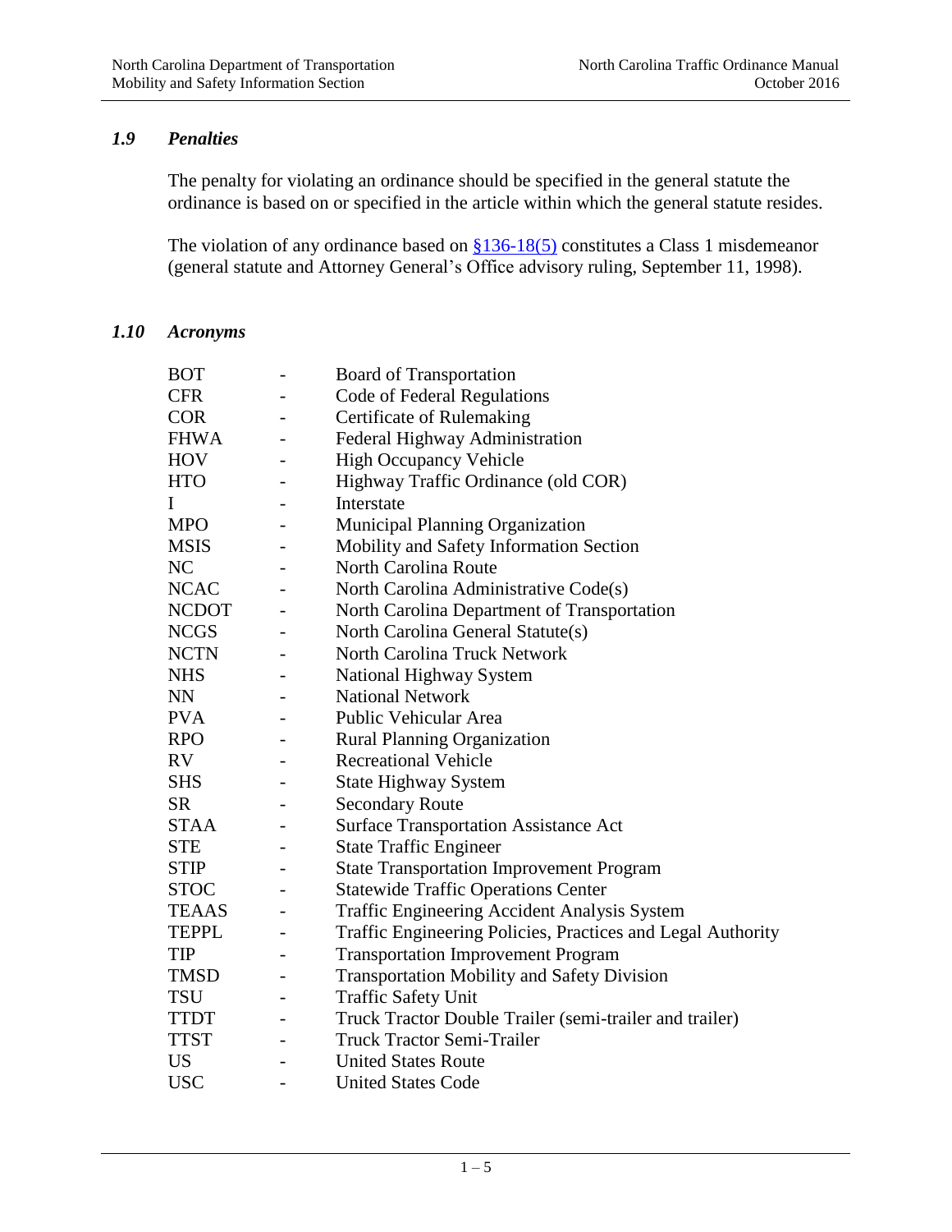## *1.9 Penalties*

The penalty for violating an ordinance should be specified in the general statute the ordinance is based on or specified in the article within which the general statute resides.

The violation of any ordinance based on §136-18(5) constitutes a Class 1 misdemeanor (general statute and Attorney General's Office advisory ruling, September 11, 1998).

## *1.10 Acronyms*

| | | |
|---|---|---|
| BOT | - | Board of Transportation |
| CFR | - | Code of Federal Regulations |
| COR | - | Certificate of Rulemaking |
| FHWA | - | Federal Highway Administration |
| HOV | - | High Occupancy Vehicle |
| HTO | - | Highway Traffic Ordinance (old COR) |
| I | - | Interstate |
| MPO | - | Municipal Planning Organization |
| MSIS | - | Mobility and Safety Information Section |
| NC | - | North Carolina Route |
| NCAC | - | North Carolina Administrative Code(s) |
| NCDOT | - | North Carolina Department of Transportation |
| NCGS | - | North Carolina General Statute(s) |
| NCTN | - | North Carolina Truck Network |
| NHS | - | National Highway System |
| NN | - | National Network |
| PVA | - | Public Vehicular Area |
| RPO | - | Rural Planning Organization |
| RV | - | Recreational Vehicle |
| SHS | - | State Highway System |
| SR | - | Secondary Route |
| STAA | - | Surface Transportation Assistance Act |
| STE | - | State Traffic Engineer |
| STIP | - | State Transportation Improvement Program |
| STOC | - | Statewide Traffic Operations Center |
| TEAAS | - | Traffic Engineering Accident Analysis System |
| TEPPL | - | Traffic Engineering Policies, Practices and Legal Authority |
| TIP | - | Transportation Improvement Program |
| TMSD | - | Transportation Mobility and Safety Division |
| TSU | - | Traffic Safety Unit |
| TTDT | - | Truck Tractor Double Trailer (semi-trailer and trailer) |
| TTST | - | Truck Tractor Semi-Trailer |
| US | - | United States Route |
| USC | - | United States Code |